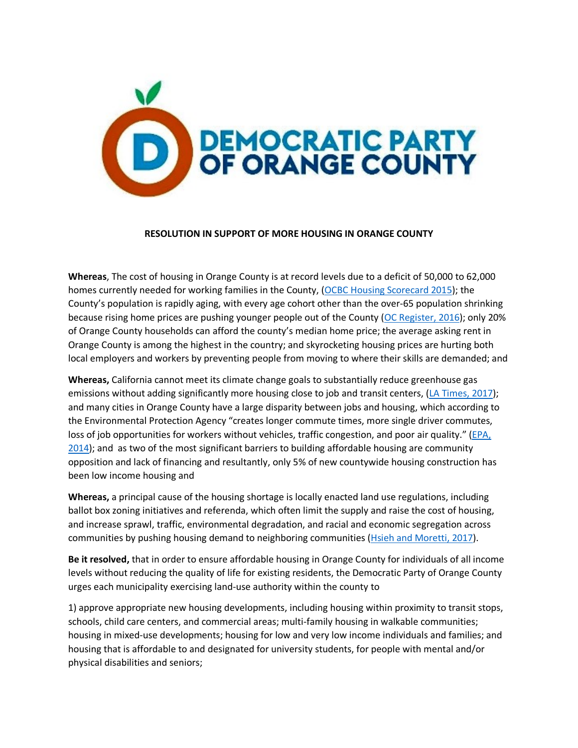DEMOCRATIC PARTY OF ORANGE COUNTY

**RESOLUTION IN SUPPORT OF MORE HOUSING IN ORANGE COUNTY**

**Whereas**, The cost of housing in Orange County is at record levels due to a deficit of 50,000 to 62,000 homes currently needed for working families in the County, (OCBC Housing Scorecard 2015); the County's population is rapidly aging, with every age cohort other than the over-65 population shrinking because rising home prices are pushing younger people out of the County (OC Register, 2016); only 20% of Orange County households can afford the county's median home price; the average asking rent in Orange County is among the highest in the country; and skyrocketing housing prices are hurting both local employers and workers by preventing people from moving to where their skills are demanded; and

**Whereas,** California cannot meet its climate change goals to substantially reduce greenhouse gas emissions without adding significantly more housing close to job and transit centers, (LA Times, 2017); and many cities in Orange County have a large disparity between jobs and housing, which according to the Environmental Protection Agency "creates longer commute times, more single driver commutes, loss of job opportunities for workers without vehicles, traffic congestion, and poor air quality." (EPA, 2014); and as two of the most significant barriers to building affordable housing are community opposition and lack of financing and resultantly, only 5% of new countywide housing construction has been low income housing and

**Whereas,** a principal cause of the housing shortage is locally enacted land use regulations, including ballot box zoning initiatives and referenda, which often limit the supply and raise the cost of housing, and increase sprawl, traffic, environmental degradation, and racial and economic segregation across communities by pushing housing demand to neighboring communities (Hsieh and Moretti, 2017).

**Be it resolved,** that in order to ensure affordable housing in Orange County for individuals of all income levels without reducing the quality of life for existing residents, the Democratic Party of Orange County urges each municipality exercising land-use authority within the county to

1) approve appropriate new housing developments, including housing within proximity to transit stops, schools, child care centers, and commercial areas; multi-family housing in walkable communities; housing in mixed-use developments; housing for low and very low income individuals and families; and housing that is affordable to and designated for university students, for people with mental and/or physical disabilities and seniors;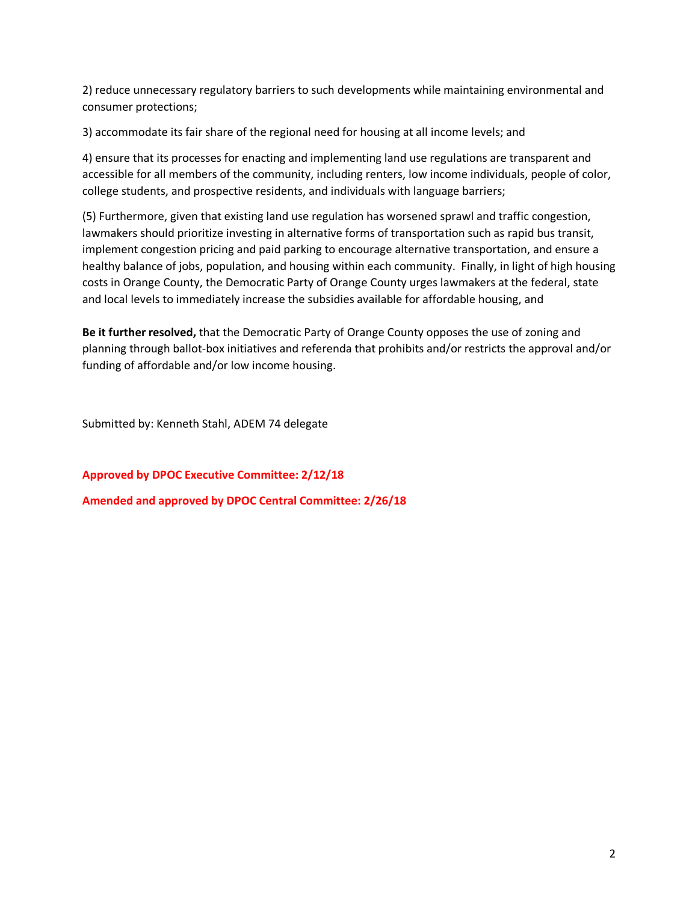2) reduce unnecessary regulatory barriers to such developments while maintaining environmental and consumer protections;

3) accommodate its fair share of the regional need for housing at all income levels; and

4) ensure that its processes for enacting and implementing land use regulations are transparent and accessible for all members of the community, including renters, low income individuals, people of color, college students, and prospective residents, and individuals with language barriers;

(5) Furthermore, given that existing land use regulation has worsened sprawl and traffic congestion, lawmakers should prioritize investing in alternative forms of transportation such as rapid bus transit, implement congestion pricing and paid parking to encourage alternative transportation, and ensure a healthy balance of jobs, population, and housing within each community. Finally, in light of high housing costs in Orange County, the Democratic Party of Orange County urges lawmakers at the federal, state and local levels to immediately increase the subsidies available for affordable housing, and

**Be it further resolved,** that the Democratic Party of Orange County opposes the use of zoning and planning through ballot-box initiatives and referenda that prohibits and/or restricts the approval and/or funding of affordable and/or low income housing.

Submitted by: Kenneth Stahl, ADEM 74 delegate

**Approved by DPOC Executive Committee: 2/12/18**

**Amended and approved by DPOC Central Committee: 2/26/18**